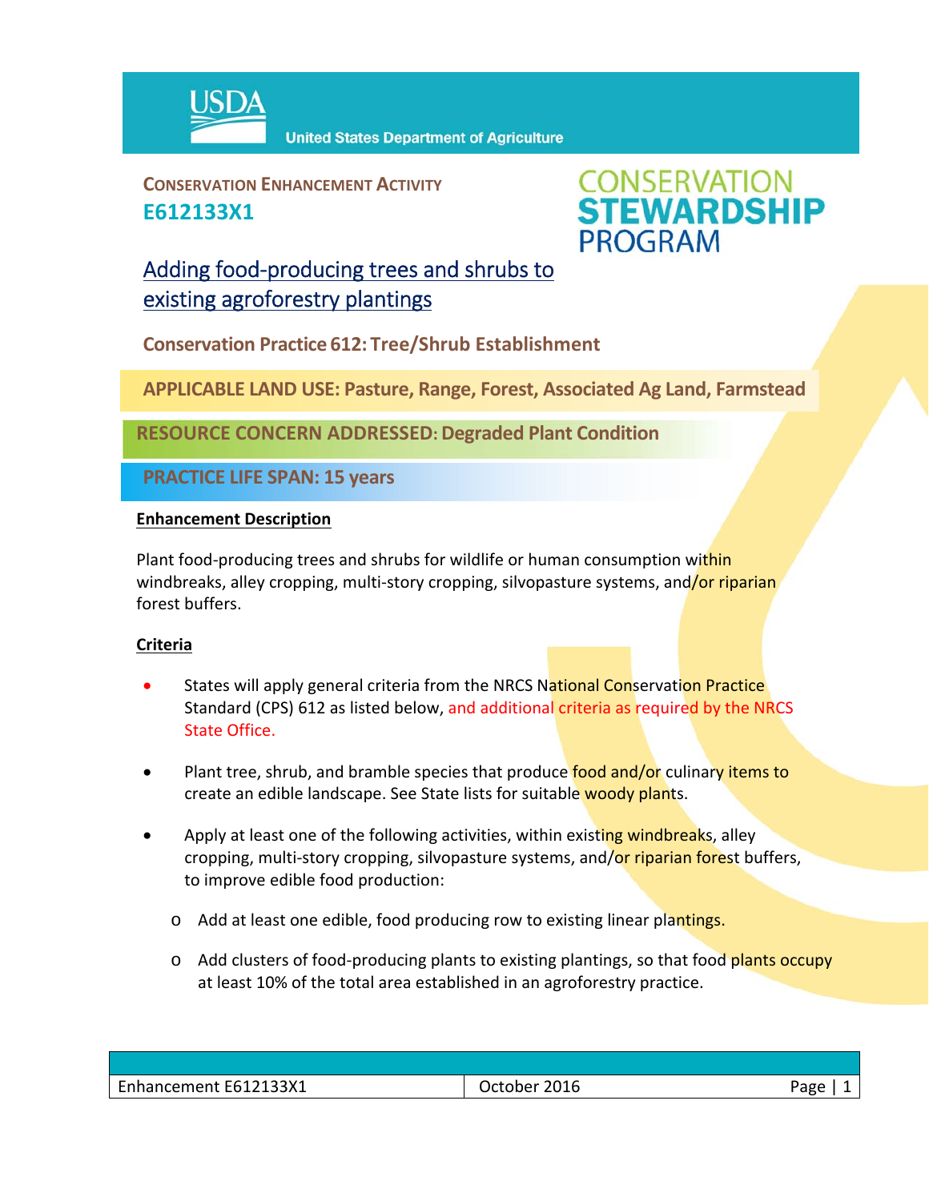USDA United States Department of Agriculture

**CONSERVATION ENHANCEMENT ACTIVITY**
**E612133X1**

CONSERVATION STEWARDSHIP PROGRAM

# Adding food-producing trees and shrubs to existing agroforestry plantings

**Conservation Practice 612: Tree/Shrub Establishment**

**APPLICABLE LAND USE: Pasture, Range, Forest, Associated Ag Land, Farmstead**

**RESOURCE CONCERN ADDRESSED: Degraded Plant Condition**

**PRACTICE LIFE SPAN: 15 years**

## Enhancement Description

Plant food-producing trees and shrubs for wildlife or human consumption within windbreaks, alley cropping, multi-story cropping, silvopasture systems, and/or riparian forest buffers.

## Criteria

- States will apply general criteria from the NRCS National Conservation Practice Standard (CPS) 612 as listed below, and additional criteria as required by the NRCS State Office.
- Plant tree, shrub, and bramble species that produce food and/or culinary items to create an edible landscape. See State lists for suitable woody plants.
- Apply at least one of the following activities, within existing windbreaks, alley cropping, multi-story cropping, silvopasture systems, and/or riparian forest buffers, to improve edible food production:
  - Add at least one edible, food producing row to existing linear plantings.
  - Add clusters of food-producing plants to existing plantings, so that food plants occupy at least 10% of the total area established in an agroforestry practice.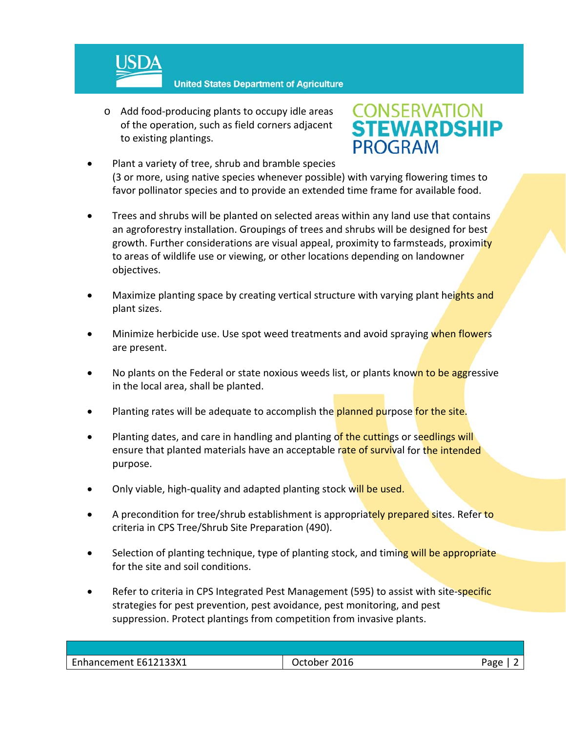- Add food-producing plants to occupy idle areas of the operation, such as field corners adjacent to existing plantings.

- Plant a variety of tree, shrub and bramble species (3 or more, using native species whenever possible) with varying flowering times to favor pollinator species and to provide an extended time frame for available food.

- Trees and shrubs will be planted on selected areas within any land use that contains an agroforestry installation. Groupings of trees and shrubs will be designed for best growth. Further considerations are visual appeal, proximity to farmsteads, proximity to areas of wildlife use or viewing, or other locations depending on landowner objectives.

- Maximize planting space by creating vertical structure with varying plant heights and plant sizes.

- Minimize herbicide use. Use spot weed treatments and avoid spraying when flowers are present.

- No plants on the Federal or state noxious weeds list, or plants known to be aggressive in the local area, shall be planted.

- Planting rates will be adequate to accomplish the planned purpose for the site.

- Planting dates, and care in handling and planting of the cuttings or seedlings will ensure that planted materials have an acceptable rate of survival for the intended purpose.

- Only viable, high-quality and adapted planting stock will be used.

- A precondition for tree/shrub establishment is appropriately prepared sites. Refer to criteria in CPS Tree/Shrub Site Preparation (490).

- Selection of planting technique, type of planting stock, and timing will be appropriate for the site and soil conditions.

- Refer to criteria in CPS Integrated Pest Management (595) to assist with site-specific strategies for pest prevention, pest avoidance, pest monitoring, and pest suppression. Protect plantings from competition from invasive plants.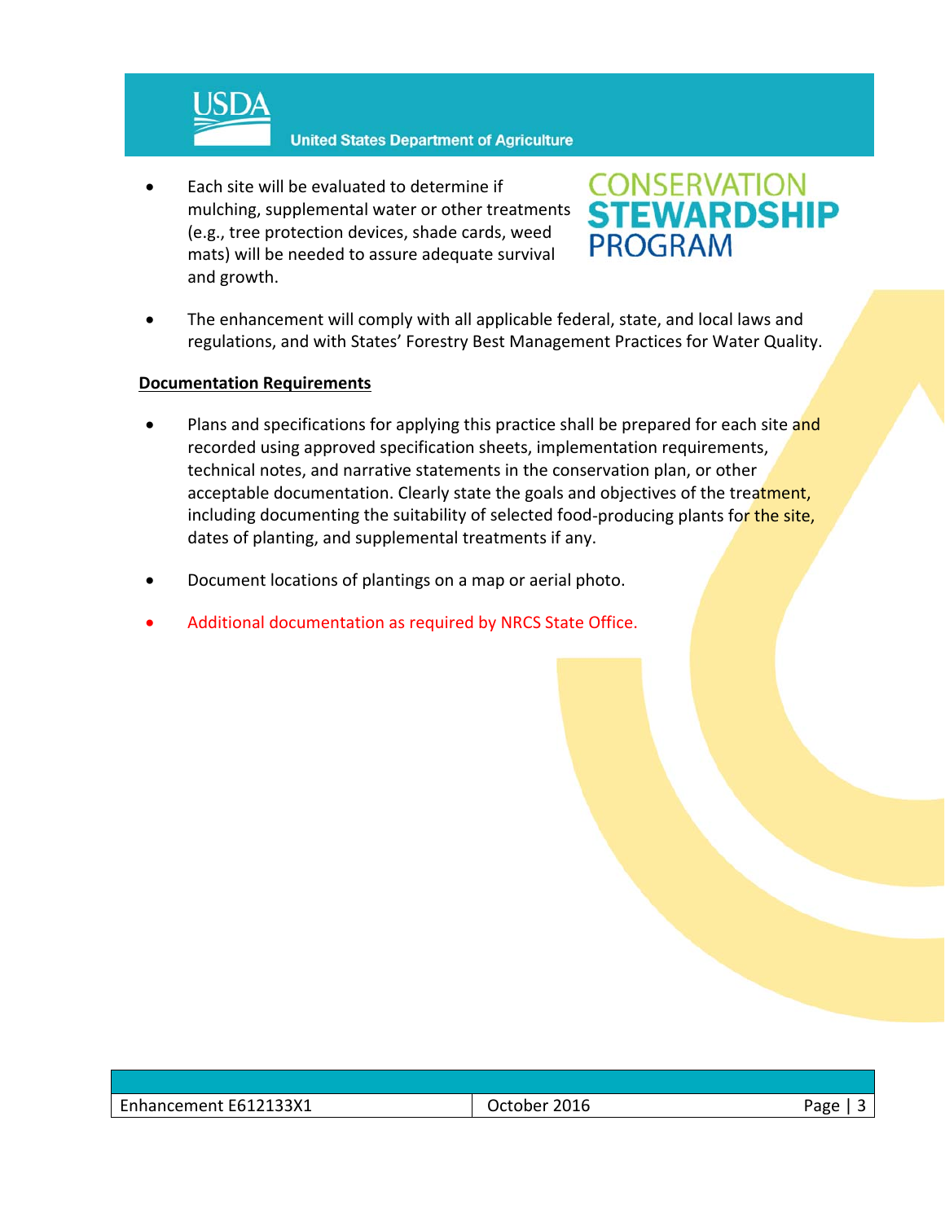- Each site will be evaluated to determine if mulching, supplemental water or other treatments (e.g., tree protection devices, shade cards, weed mats) will be needed to assure adequate survival and growth.

- The enhancement will comply with all applicable federal, state, and local laws and regulations, and with States' Forestry Best Management Practices for Water Quality.

## Documentation Requirements

- Plans and specifications for applying this practice shall be prepared for each site and recorded using approved specification sheets, implementation requirements, technical notes, and narrative statements in the conservation plan, or other acceptable documentation. Clearly state the goals and objectives of the treatment, including documenting the suitability of selected food-producing plants for the site, dates of planting, and supplemental treatments if any.

- Document locations of plantings on a map or aerial photo.

- Additional documentation as required by NRCS State Office.